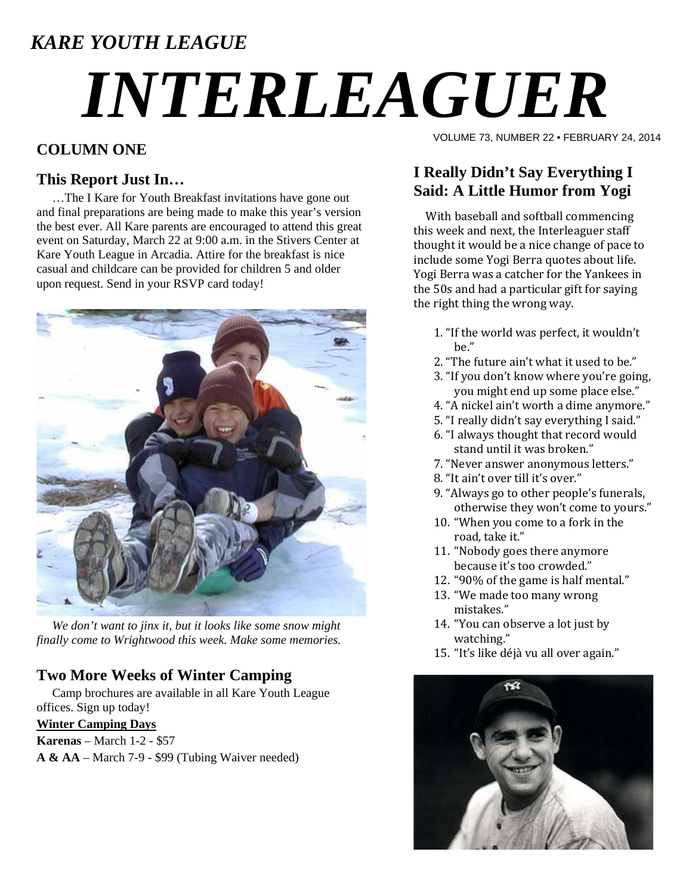*KARE YOUTH LEAGUE*

# *INTERLEAGUER*

VOLUME 73, NUMBER 22 • FEBRUARY 24, 2014

## COLUMN ONE

### This Report Just In…

…The I Kare for Youth Breakfast invitations have gone out and final preparations are being made to make this year's version the best ever. All Kare parents are encouraged to attend this great event on Saturday, March 22 at 9:00 a.m. in the Stivers Center at Kare Youth League in Arcadia. Attire for the breakfast is nice casual and childcare can be provided for children 5 and older upon request. Send in your RSVP card today!

*We don't want to jinx it, but it looks like some snow might finally come to Wrightwood this week. Make some memories.*

### Two More Weeks of Winter Camping

Camp brochures are available in all Kare Youth League offices. Sign up today!

**Winter Camping Days**

**Karenas** – March 1-2 - $57

**A & AA** – March 7-9 - $99 (Tubing Waiver needed)

### I Really Didn't Say Everything I Said: A Little Humor from Yogi

With baseball and softball commencing this week and next, the Interleaguer staff thought it would be a nice change of pace to include some Yogi Berra quotes about life. Yogi Berra was a catcher for the Yankees in the 50s and had a particular gift for saying the right thing the wrong way.

1. "If the world was perfect, it wouldn't be."
2. "The future ain't what it used to be."
3. "If you don't know where you're going, you might end up some place else."
4. "A nickel ain't worth a dime anymore."
5. "I really didn't say everything I said."
6. "I always thought that record would stand until it was broken."
7. "Never answer anonymous letters."
8. "It ain't over till it's over."
9. "Always go to other people's funerals, otherwise they won't come to yours."
10. "When you come to a fork in the road, take it."
11. "Nobody goes there anymore because it's too crowded."
12. "90% of the game is half mental."
13. "We made too many wrong mistakes."
14. "You can observe a lot just by watching."
15. "It's like déjà vu all over again."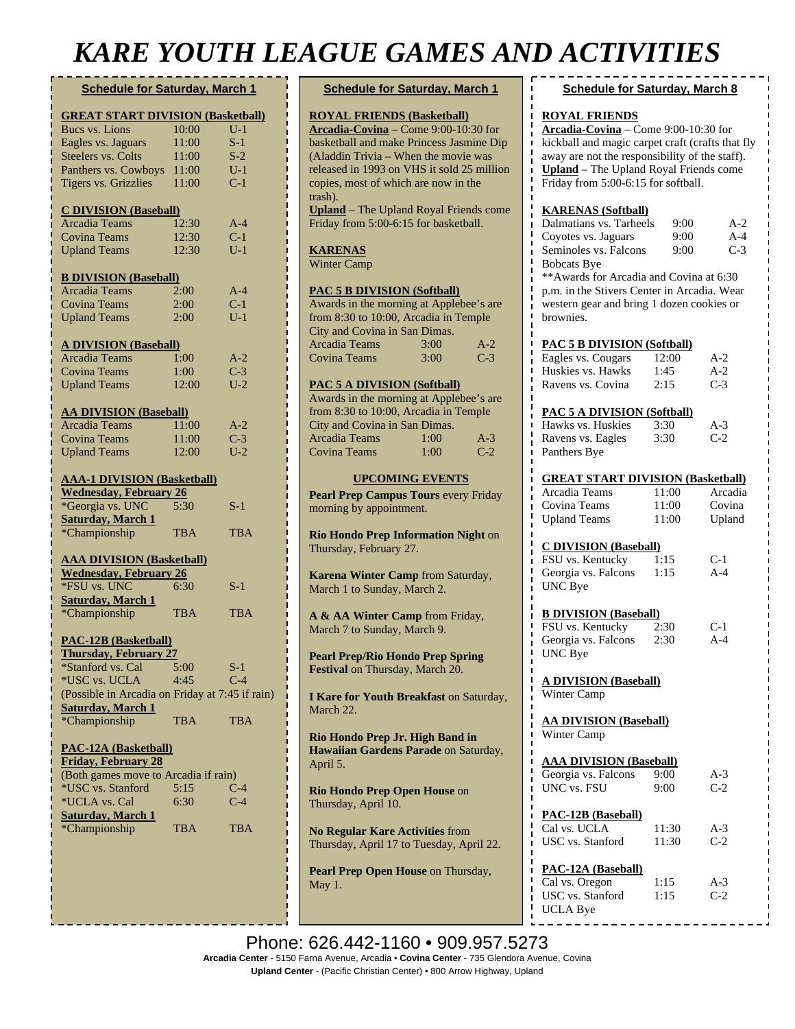# KARE YOUTH LEAGUE GAMES AND ACTIVITIES

## Schedule for Saturday, March 1

**GREAT START DIVISION (Basketball)**

| | | |
|---|---|---|
| Bucs vs. Lions | 10:00 | U-1 |
| Eagles vs. Jaguars | 11:00 | S-1 |
| Steelers vs. Colts | 11:00 | S-2 |
| Panthers vs. Cowboys | 11:00 | U-1 |
| Tigers vs. Grizzlies | 11:00 | C-1 |

**C DIVISION (Baseball)**

| | | |
|---|---|---|
| Arcadia Teams | 12:30 | A-4 |
| Covina Teams | 12:30 | C-1 |
| Upland Teams | 12:30 | U-1 |

**B DIVISION (Baseball)**

| | | |
|---|---|---|
| Arcadia Teams | 2:00 | A-4 |
| Covina Teams | 2:00 | C-1 |
| Upland Teams | 2:00 | U-1 |

**A DIVISION (Baseball)**

| | | |
|---|---|---|
| Arcadia Teams | 1:00 | A-2 |
| Covina Teams | 1:00 | C-3 |
| Upland Teams | 12:00 | U-2 |

**AA DIVISION (Baseball)**

| | | |
|---|---|---|
| Arcadia Teams | 11:00 | A-2 |
| Covina Teams | 11:00 | C-3 |
| Upland Teams | 12:00 | U-2 |

**AAA-1 DIVISION (Basketball)**

**Wednesday, February 26**

| | | |
|---|---|---|
| *Georgia vs. UNC | 5:30 | S-1 |

**Saturday, March 1**

| | | |
|---|---|---|
| *Championship | TBA | TBA |

**AAA DIVISION (Basketball)**

**Wednesday, February 26**

| | | |
|---|---|---|
| *FSU vs. UNC | 6:30 | S-1 |

**Saturday, March 1**

| | | |
|---|---|---|
| *Championship | TBA | TBA |

**PAC-12B (Basketball)**

**Thursday, February 27**

| | | |
|---|---|---|
| *Stanford vs. Cal | 5:00 | S-1 |
| *USC vs. UCLA | 4:45 | C-4 |

(Possible in Arcadia on Friday at 7:45 if rain)

**Saturday, March 1**

| | | |
|---|---|---|
| *Championship | TBA | TBA |

**PAC-12A (Basketball)**

**Friday, February 28**

(Both games move to Arcadia if rain)

| | | |
|---|---|---|
| *USC vs. Stanford | 5:15 | C-4 |
| *UCLA vs. Cal | 6:30 | C-4 |

**Saturday, March 1**

| | | |
|---|---|---|
| *Championship | TBA | TBA |

## Schedule for Saturday, March 1

**ROYAL FRIENDS (Basketball)**

**Arcadia-Covina** – Come 9:00-10:30 for basketball and make Princess Jasmine Dip (Aladdin Trivia – When the movie was released in 1993 on VHS it sold 25 million copies, most of which are now in the trash).

**Upland** – The Upland Royal Friends come Friday from 5:00-6:15 for basketball.

**KARENAS**

Winter Camp

**PAC 5 B DIVISION (Softball)**

Awards in the morning at Applebee's are from 8:30 to 10:00, Arcadia in Temple City and Covina in San Dimas.

| | | |
|---|---|---|
| Arcadia Teams | 3:00 | A-2 |
| Covina Teams | 3:00 | C-3 |

**PAC 5 A DIVISION (Softball)**

Awards in the morning at Applebee's are from 8:30 to 10:00, Arcadia in Temple City and Covina in San Dimas.

| | | |
|---|---|---|
| Arcadia Teams | 1:00 | A-3 |
| Covina Teams | 1:00 | C-2 |

**UPCOMING EVENTS**

**Pearl Prep Campus Tours** every Friday morning by appointment.

**Rio Hondo Prep Information Night** on Thursday, February 27.

**Karena Winter Camp** from Saturday, March 1 to Sunday, March 2.

**A & AA Winter Camp** from Friday, March 7 to Sunday, March 9.

**Pearl Prep/Rio Hondo Prep Spring Festival** on Thursday, March 20.

**I Kare for Youth Breakfast** on Saturday, March 22.

**Rio Hondo Prep Jr. High Band in Hawaiian Gardens Parade** on Saturday, April 5.

**Rio Hondo Prep Open House** on Thursday, April 10.

**No Regular Kare Activities** from Thursday, April 17 to Tuesday, April 22.

**Pearl Prep Open House** on Thursday, May 1.

## Schedule for Saturday, March 8

**ROYAL FRIENDS**

**Arcadia-Covina** – Come 9:00-10:30 for kickball and magic carpet craft (crafts that fly away are not the responsibility of the staff).

**Upland** – The Upland Royal Friends come Friday from 5:00-6:15 for softball.

**KARENAS (Softball)**

| | | |
|---|---|---|
| Dalmatians vs. Tarheels | 9:00 | A-2 |
| Coyotes vs. Jaguars | 9:00 | A-4 |
| Seminoles vs. Falcons | 9:00 | C-3 |
| Bobcats Bye | | |

**Awards for Arcadia and Covina at 6:30 p.m. in the Stivers Center in Arcadia. Wear western gear and bring 1 dozen cookies or brownies.

**PAC 5 B DIVISION (Softball)**

| | | |
|---|---|---|
| Eagles vs. Cougars | 12:00 | A-2 |
| Huskies vs. Hawks | 1:45 | A-2 |
| Ravens vs. Covina | 2:15 | C-3 |

**PAC 5 A DIVISION (Softball)**

| | | |
|---|---|---|
| Hawks vs. Huskies | 3:30 | A-3 |
| Ravens vs. Eagles | 3:30 | C-2 |
| Panthers Bye | | |

**GREAT START DIVISION (Basketball)**

| | | |
|---|---|---|
| Arcadia Teams | 11:00 | Arcadia |
| Covina Teams | 11:00 | Covina |
| Upland Teams | 11:00 | Upland |

**C DIVISION (Baseball)**

| | | |
|---|---|---|
| FSU vs. Kentucky | 1:15 | C-1 |
| Georgia vs. Falcons | 1:15 | A-4 |
| UNC Bye | | |

**B DIVISION (Baseball)**

| | | |
|---|---|---|
| FSU vs. Kentucky | 2:30 | C-1 |
| Georgia vs. Falcons | 2:30 | A-4 |
| UNC Bye | | |

**A DIVISION (Baseball)**

Winter Camp

**AA DIVISION (Baseball)**

Winter Camp

**AAA DIVISION (Baseball)**

| | | |
|---|---|---|
| Georgia vs. Falcons | 9:00 | A-3 |
| UNC vs. FSU | 9:00 | C-2 |

**PAC-12B (Baseball)**

| | | |
|---|---|---|
| Cal vs. UCLA | 11:30 | A-3 |
| USC vs. Stanford | 11:30 | C-2 |

**PAC-12A (Baseball)**

| | | |
|---|---|---|
| Cal vs. Oregon | 1:15 | A-3 |
| USC vs. Stanford | 1:15 | C-2 |
| UCLA Bye | | |

Phone: 626.442-1160 • 909.957.5273

**Arcadia Center** - 5150 Farna Avenue, Arcadia • **Covina Center** - 735 Glendora Avenue, Covina

**Upland Center** - (Pacific Christian Center) • 800 Arrow Highway, Upland